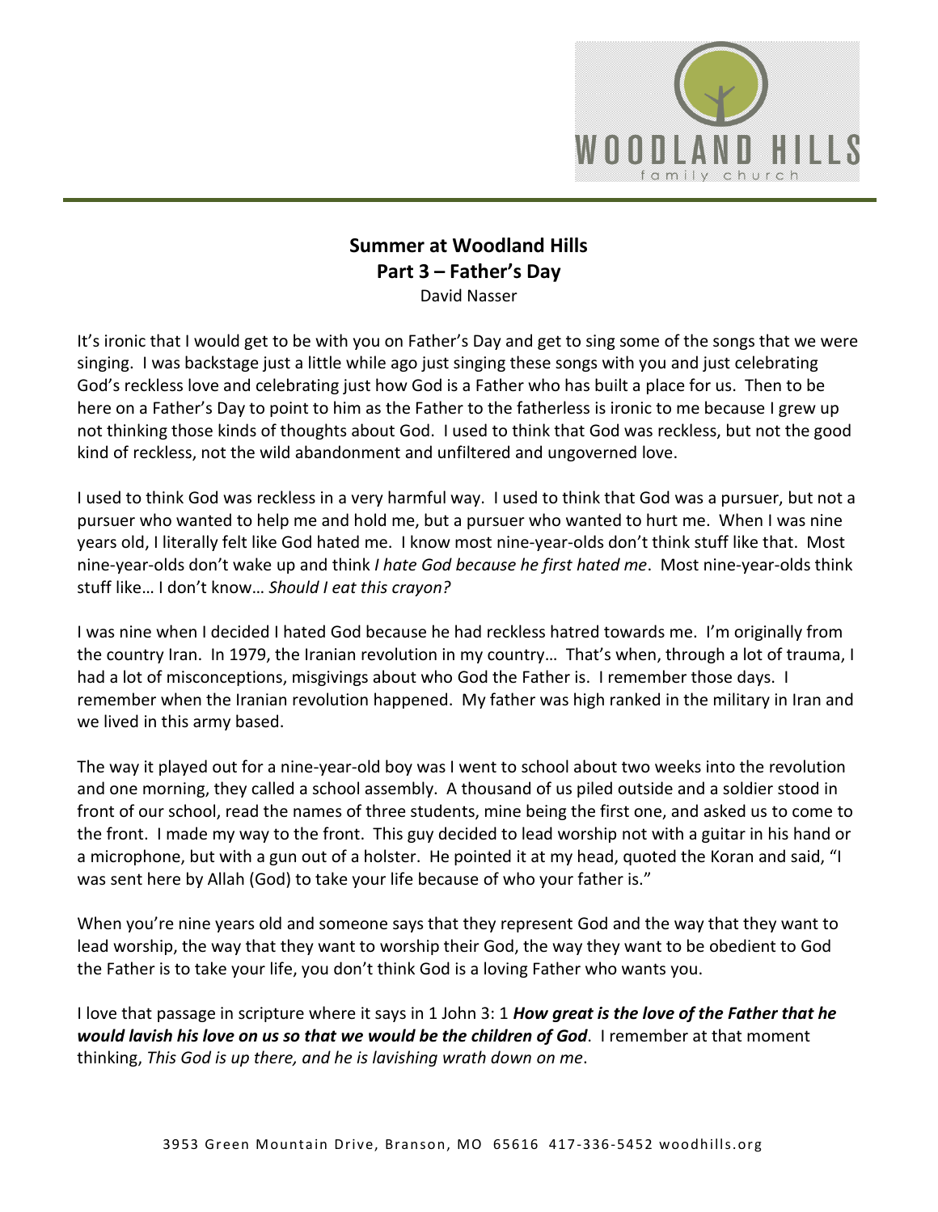**Summer at Woodland Hills**
**Part 3 – Father's Day**
David Nasser

It's ironic that I would get to be with you on Father's Day and get to sing some of the songs that we were singing. I was backstage just a little while ago just singing these songs with you and just celebrating God's reckless love and celebrating just how God is a Father who has built a place for us. Then to be here on a Father's Day to point to him as the Father to the fatherless is ironic to me because I grew up not thinking those kinds of thoughts about God. I used to think that God was reckless, but not the good kind of reckless, not the wild abandonment and unfiltered and ungoverned love.

I used to think God was reckless in a very harmful way. I used to think that God was a pursuer, but not a pursuer who wanted to help me and hold me, but a pursuer who wanted to hurt me. When I was nine years old, I literally felt like God hated me. I know most nine-year-olds don't think stuff like that. Most nine-year-olds don't wake up and think *I hate God because he first hated me*. Most nine-year-olds think stuff like… I don't know… *Should I eat this crayon?*

I was nine when I decided I hated God because he had reckless hatred towards me. I'm originally from the country Iran. In 1979, the Iranian revolution in my country… That's when, through a lot of trauma, I had a lot of misconceptions, misgivings about who God the Father is. I remember those days. I remember when the Iranian revolution happened. My father was high ranked in the military in Iran and we lived in this army based.

The way it played out for a nine-year-old boy was I went to school about two weeks into the revolution and one morning, they called a school assembly. A thousand of us piled outside and a soldier stood in front of our school, read the names of three students, mine being the first one, and asked us to come to the front. I made my way to the front. This guy decided to lead worship not with a guitar in his hand or a microphone, but with a gun out of a holster. He pointed it at my head, quoted the Koran and said, "I was sent here by Allah (God) to take your life because of who your father is."

When you're nine years old and someone says that they represent God and the way that they want to lead worship, the way that they want to worship their God, the way they want to be obedient to God the Father is to take your life, you don't think God is a loving Father who wants you.

I love that passage in scripture where it says in 1 John 3: 1 ***How great is the love of the Father that he would lavish his love on us so that we would be the children of God***. I remember at that moment thinking, *This God is up there, and he is lavishing wrath down on me*.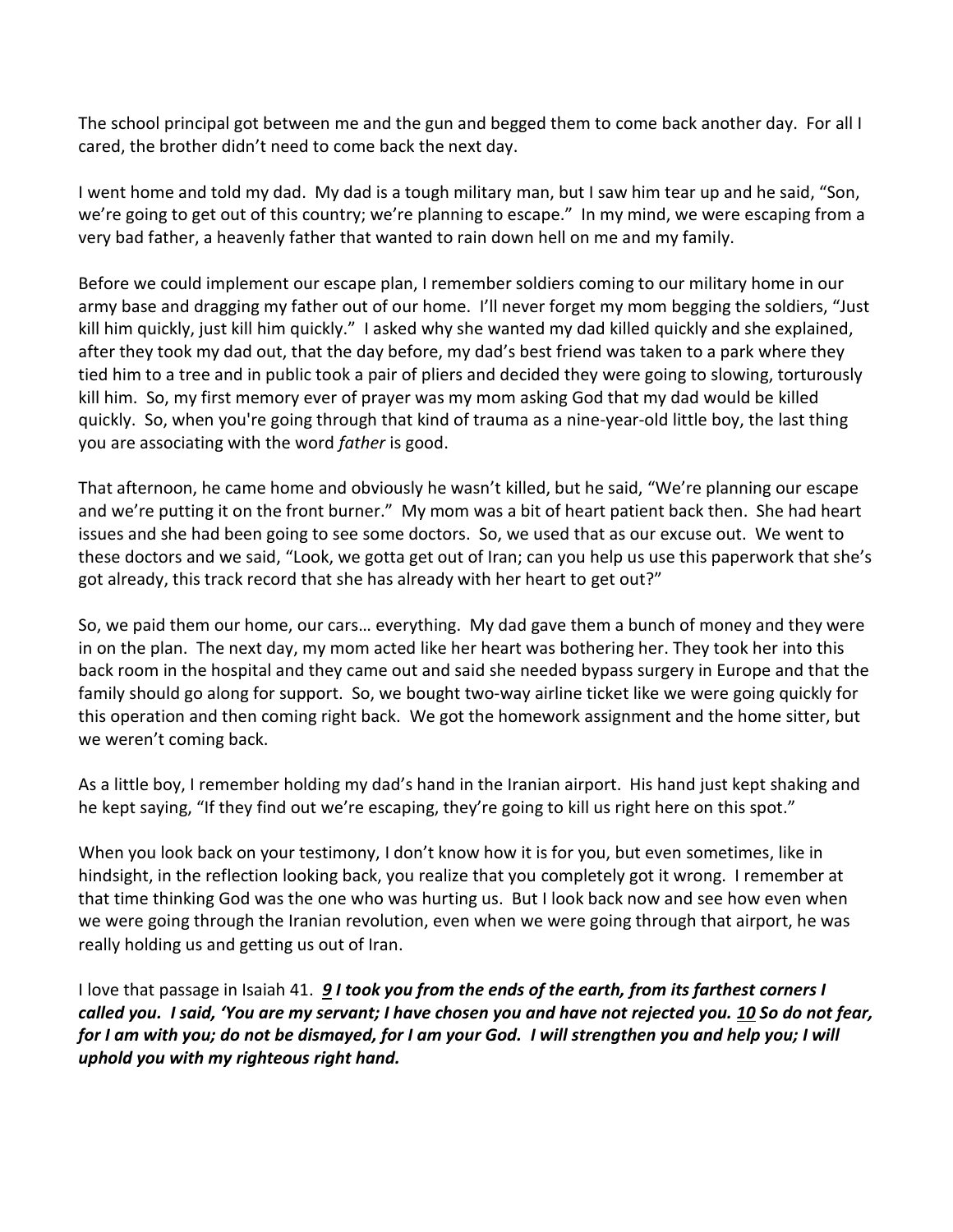The school principal got between me and the gun and begged them to come back another day. For all I cared, the brother didn't need to come back the next day.

I went home and told my dad. My dad is a tough military man, but I saw him tear up and he said, "Son, we're going to get out of this country; we're planning to escape." In my mind, we were escaping from a very bad father, a heavenly father that wanted to rain down hell on me and my family.

Before we could implement our escape plan, I remember soldiers coming to our military home in our army base and dragging my father out of our home. I'll never forget my mom begging the soldiers, "Just kill him quickly, just kill him quickly." I asked why she wanted my dad killed quickly and she explained, after they took my dad out, that the day before, my dad's best friend was taken to a park where they tied him to a tree and in public took a pair of pliers and decided they were going to slowing, torturously kill him. So, my first memory ever of prayer was my mom asking God that my dad would be killed quickly. So, when you're going through that kind of trauma as a nine-year-old little boy, the last thing you are associating with the word *father* is good.

That afternoon, he came home and obviously he wasn't killed, but he said, "We're planning our escape and we're putting it on the front burner." My mom was a bit of heart patient back then. She had heart issues and she had been going to see some doctors. So, we used that as our excuse out. We went to these doctors and we said, "Look, we gotta get out of Iran; can you help us use this paperwork that she's got already, this track record that she has already with her heart to get out?"

So, we paid them our home, our cars… everything. My dad gave them a bunch of money and they were in on the plan. The next day, my mom acted like her heart was bothering her. They took her into this back room in the hospital and they came out and said she needed bypass surgery in Europe and that the family should go along for support. So, we bought two-way airline ticket like we were going quickly for this operation and then coming right back. We got the homework assignment and the home sitter, but we weren't coming back.

As a little boy, I remember holding my dad's hand in the Iranian airport. His hand just kept shaking and he kept saying, "If they find out we're escaping, they're going to kill us right here on this spot."

When you look back on your testimony, I don't know how it is for you, but even sometimes, like in hindsight, in the reflection looking back, you realize that you completely got it wrong. I remember at that time thinking God was the one who was hurting us. But I look back now and see how even when we were going through the Iranian revolution, even when we were going through that airport, he was really holding us and getting us out of Iran.

I love that passage in Isaiah 41. ***9 I took you from the ends of the earth, from its farthest corners I called you. I said, 'You are my servant; I have chosen you and have not rejected you. 10 So do not fear, for I am with you; do not be dismayed, for I am your God. I will strengthen you and help you; I will uphold you with my righteous right hand.***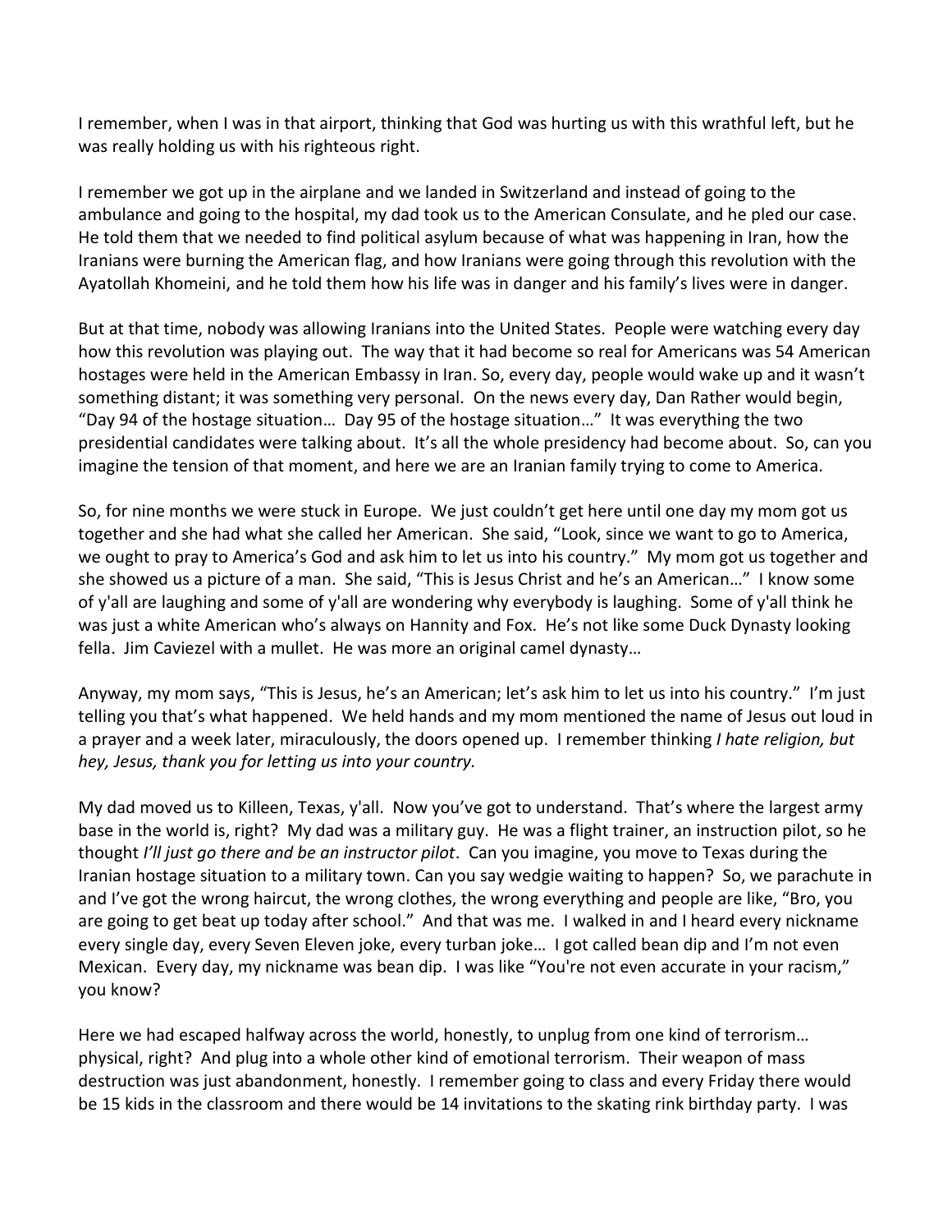I remember, when I was in that airport, thinking that God was hurting us with this wrathful left, but he was really holding us with his righteous right.

I remember we got up in the airplane and we landed in Switzerland and instead of going to the ambulance and going to the hospital, my dad took us to the American Consulate, and he pled our case. He told them that we needed to find political asylum because of what was happening in Iran, how the Iranians were burning the American flag, and how Iranians were going through this revolution with the Ayatollah Khomeini, and he told them how his life was in danger and his family's lives were in danger.

But at that time, nobody was allowing Iranians into the United States. People were watching every day how this revolution was playing out. The way that it had become so real for Americans was 54 American hostages were held in the American Embassy in Iran. So, every day, people would wake up and it wasn't something distant; it was something very personal. On the news every day, Dan Rather would begin, "Day 94 of the hostage situation… Day 95 of the hostage situation…" It was everything the two presidential candidates were talking about. It's all the whole presidency had become about. So, can you imagine the tension of that moment, and here we are an Iranian family trying to come to America.

So, for nine months we were stuck in Europe. We just couldn't get here until one day my mom got us together and she had what she called her American. She said, "Look, since we want to go to America, we ought to pray to America's God and ask him to let us into his country." My mom got us together and she showed us a picture of a man. She said, "This is Jesus Christ and he's an American…" I know some of y'all are laughing and some of y'all are wondering why everybody is laughing. Some of y'all think he was just a white American who's always on Hannity and Fox. He's not like some Duck Dynasty looking fella. Jim Caviezel with a mullet. He was more an original camel dynasty…

Anyway, my mom says, "This is Jesus, he's an American; let's ask him to let us into his country." I'm just telling you that's what happened. We held hands and my mom mentioned the name of Jesus out loud in a prayer and a week later, miraculously, the doors opened up. I remember thinking *I hate religion, but hey, Jesus, thank you for letting us into your country.*

My dad moved us to Killeen, Texas, y'all. Now you've got to understand. That's where the largest army base in the world is, right? My dad was a military guy. He was a flight trainer, an instruction pilot, so he thought *I'll just go there and be an instructor pilot*. Can you imagine, you move to Texas during the Iranian hostage situation to a military town. Can you say wedgie waiting to happen? So, we parachute in and I've got the wrong haircut, the wrong clothes, the wrong everything and people are like, "Bro, you are going to get beat up today after school." And that was me. I walked in and I heard every nickname every single day, every Seven Eleven joke, every turban joke… I got called bean dip and I'm not even Mexican. Every day, my nickname was bean dip. I was like "You're not even accurate in your racism," you know?

Here we had escaped halfway across the world, honestly, to unplug from one kind of terrorism… physical, right? And plug into a whole other kind of emotional terrorism. Their weapon of mass destruction was just abandonment, honestly. I remember going to class and every Friday there would be 15 kids in the classroom and there would be 14 invitations to the skating rink birthday party. I was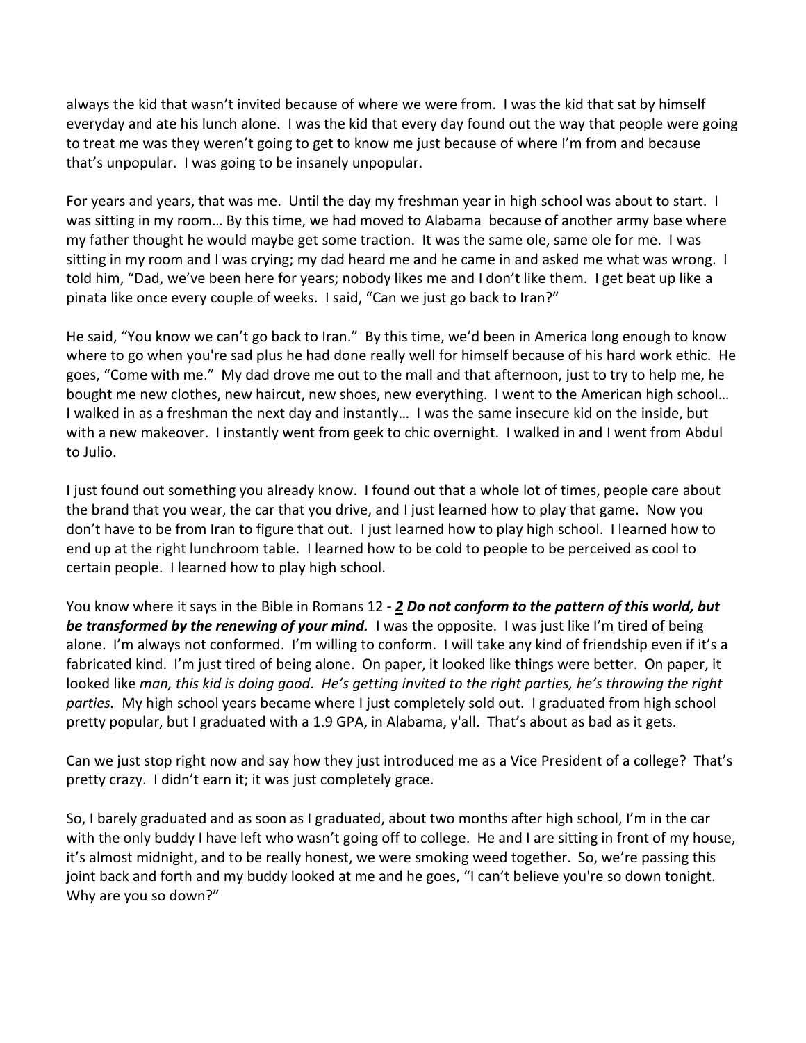always the kid that wasn't invited because of where we were from. I was the kid that sat by himself everyday and ate his lunch alone. I was the kid that every day found out the way that people were going to treat me was they weren't going to get to know me just because of where I'm from and because that's unpopular. I was going to be insanely unpopular.

For years and years, that was me. Until the day my freshman year in high school was about to start. I was sitting in my room… By this time, we had moved to Alabama because of another army base where my father thought he would maybe get some traction. It was the same ole, same ole for me. I was sitting in my room and I was crying; my dad heard me and he came in and asked me what was wrong. I told him, "Dad, we've been here for years; nobody likes me and I don't like them. I get beat up like a pinata like once every couple of weeks. I said, "Can we just go back to Iran?"

He said, "You know we can't go back to Iran." By this time, we'd been in America long enough to know where to go when you're sad plus he had done really well for himself because of his hard work ethic. He goes, "Come with me." My dad drove me out to the mall and that afternoon, just to try to help me, he bought me new clothes, new haircut, new shoes, new everything. I went to the American high school… I walked in as a freshman the next day and instantly… I was the same insecure kid on the inside, but with a new makeover. I instantly went from geek to chic overnight. I walked in and I went from Abdul to Julio.

I just found out something you already know. I found out that a whole lot of times, people care about the brand that you wear, the car that you drive, and I just learned how to play that game. Now you don't have to be from Iran to figure that out. I just learned how to play high school. I learned how to end up at the right lunchroom table. I learned how to be cold to people to be perceived as cool to certain people. I learned how to play high school.

You know where it says in the Bible in Romans 12 ***- 2 Do not conform to the pattern of this world, but be transformed by the renewing of your mind.*** I was the opposite. I was just like I'm tired of being alone. I'm always not conformed. I'm willing to conform. I will take any kind of friendship even if it's a fabricated kind. I'm just tired of being alone. On paper, it looked like things were better. On paper, it looked like *man, this kid is doing good*. *He's getting invited to the right parties, he's throwing the right parties.* My high school years became where I just completely sold out. I graduated from high school pretty popular, but I graduated with a 1.9 GPA, in Alabama, y'all. That's about as bad as it gets.

Can we just stop right now and say how they just introduced me as a Vice President of a college? That's pretty crazy. I didn't earn it; it was just completely grace.

So, I barely graduated and as soon as I graduated, about two months after high school, I'm in the car with the only buddy I have left who wasn't going off to college. He and I are sitting in front of my house, it's almost midnight, and to be really honest, we were smoking weed together. So, we're passing this joint back and forth and my buddy looked at me and he goes, "I can't believe you're so down tonight. Why are you so down?"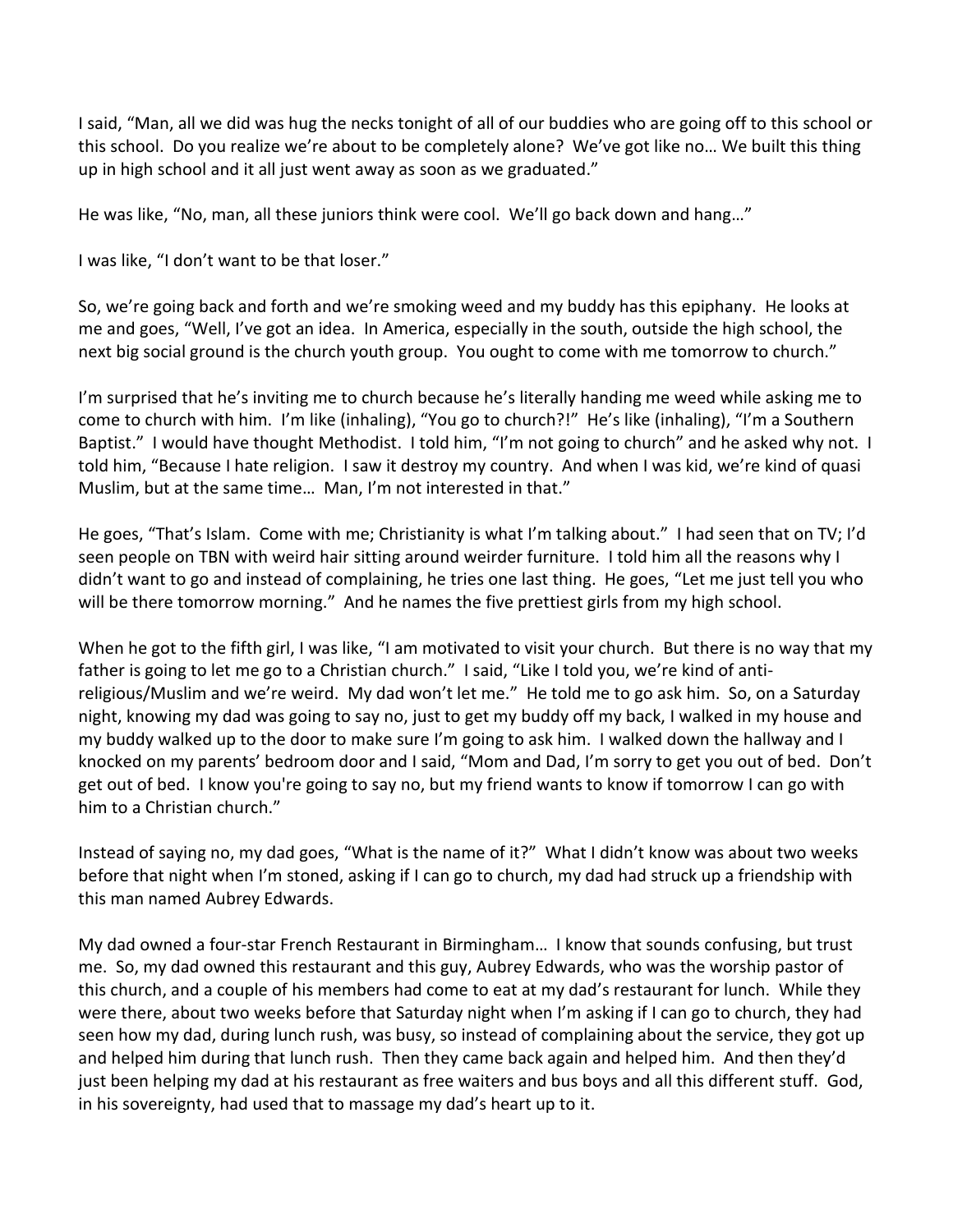I said, "Man, all we did was hug the necks tonight of all of our buddies who are going off to this school or this school. Do you realize we're about to be completely alone? We've got like no… We built this thing up in high school and it all just went away as soon as we graduated."

He was like, "No, man, all these juniors think were cool. We'll go back down and hang…"

I was like, "I don't want to be that loser."

So, we're going back and forth and we're smoking weed and my buddy has this epiphany. He looks at me and goes, "Well, I've got an idea. In America, especially in the south, outside the high school, the next big social ground is the church youth group. You ought to come with me tomorrow to church."

I'm surprised that he's inviting me to church because he's literally handing me weed while asking me to come to church with him. I'm like (inhaling), "You go to church?!" He's like (inhaling), "I'm a Southern Baptist." I would have thought Methodist. I told him, "I'm not going to church" and he asked why not. I told him, "Because I hate religion. I saw it destroy my country. And when I was kid, we're kind of quasi Muslim, but at the same time… Man, I'm not interested in that."

He goes, "That's Islam. Come with me; Christianity is what I'm talking about." I had seen that on TV; I'd seen people on TBN with weird hair sitting around weirder furniture. I told him all the reasons why I didn't want to go and instead of complaining, he tries one last thing. He goes, "Let me just tell you who will be there tomorrow morning." And he names the five prettiest girls from my high school.

When he got to the fifth girl, I was like, "I am motivated to visit your church. But there is no way that my father is going to let me go to a Christian church." I said, "Like I told you, we're kind of anti-religious/Muslim and we're weird. My dad won't let me." He told me to go ask him. So, on a Saturday night, knowing my dad was going to say no, just to get my buddy off my back, I walked in my house and my buddy walked up to the door to make sure I'm going to ask him. I walked down the hallway and I knocked on my parents' bedroom door and I said, "Mom and Dad, I'm sorry to get you out of bed. Don't get out of bed. I know you're going to say no, but my friend wants to know if tomorrow I can go with him to a Christian church."

Instead of saying no, my dad goes, "What is the name of it?" What I didn't know was about two weeks before that night when I'm stoned, asking if I can go to church, my dad had struck up a friendship with this man named Aubrey Edwards.

My dad owned a four-star French Restaurant in Birmingham… I know that sounds confusing, but trust me. So, my dad owned this restaurant and this guy, Aubrey Edwards, who was the worship pastor of this church, and a couple of his members had come to eat at my dad's restaurant for lunch. While they were there, about two weeks before that Saturday night when I'm asking if I can go to church, they had seen how my dad, during lunch rush, was busy, so instead of complaining about the service, they got up and helped him during that lunch rush. Then they came back again and helped him. And then they'd just been helping my dad at his restaurant as free waiters and bus boys and all this different stuff. God, in his sovereignty, had used that to massage my dad's heart up to it.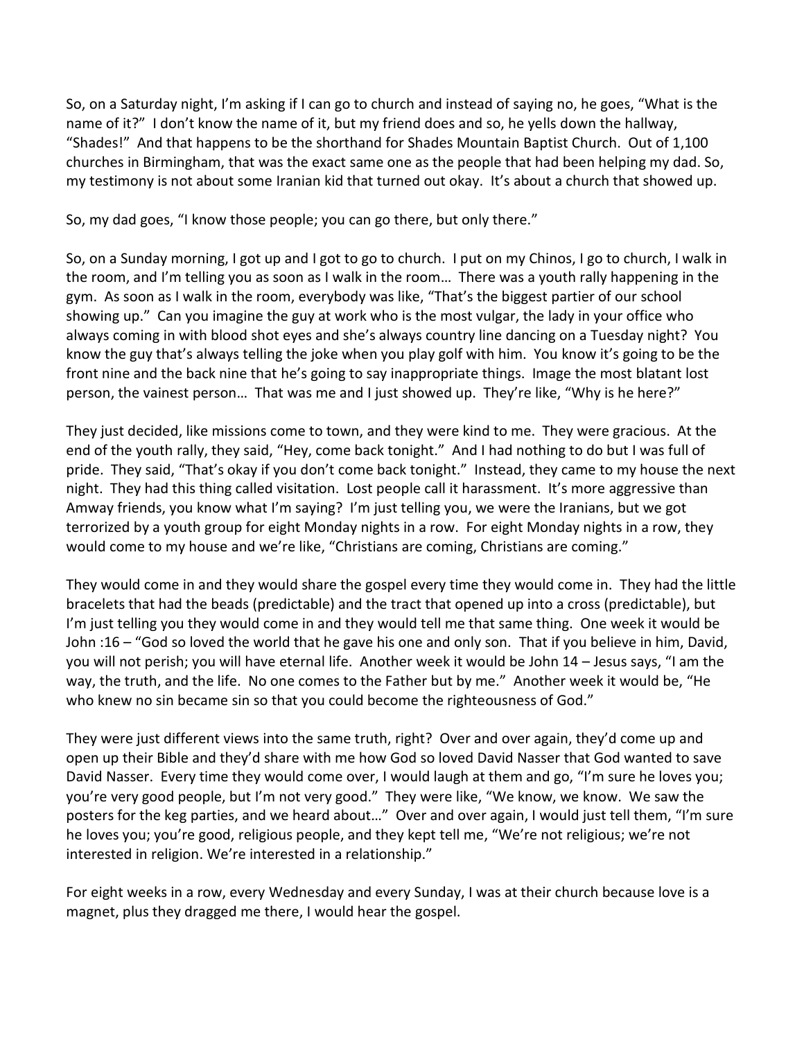So, on a Saturday night, I'm asking if I can go to church and instead of saying no, he goes, "What is the name of it?" I don't know the name of it, but my friend does and so, he yells down the hallway, "Shades!" And that happens to be the shorthand for Shades Mountain Baptist Church. Out of 1,100 churches in Birmingham, that was the exact same one as the people that had been helping my dad. So, my testimony is not about some Iranian kid that turned out okay. It's about a church that showed up.

So, my dad goes, "I know those people; you can go there, but only there."

So, on a Sunday morning, I got up and I got to go to church. I put on my Chinos, I go to church, I walk in the room, and I'm telling you as soon as I walk in the room… There was a youth rally happening in the gym. As soon as I walk in the room, everybody was like, "That's the biggest partier of our school showing up." Can you imagine the guy at work who is the most vulgar, the lady in your office who always coming in with blood shot eyes and she's always country line dancing on a Tuesday night? You know the guy that's always telling the joke when you play golf with him. You know it's going to be the front nine and the back nine that he's going to say inappropriate things. Image the most blatant lost person, the vainest person… That was me and I just showed up. They're like, "Why is he here?"

They just decided, like missions come to town, and they were kind to me. They were gracious. At the end of the youth rally, they said, "Hey, come back tonight." And I had nothing to do but I was full of pride. They said, "That's okay if you don't come back tonight." Instead, they came to my house the next night. They had this thing called visitation. Lost people call it harassment. It's more aggressive than Amway friends, you know what I'm saying? I'm just telling you, we were the Iranians, but we got terrorized by a youth group for eight Monday nights in a row. For eight Monday nights in a row, they would come to my house and we're like, "Christians are coming, Christians are coming."

They would come in and they would share the gospel every time they would come in. They had the little bracelets that had the beads (predictable) and the tract that opened up into a cross (predictable), but I'm just telling you they would come in and they would tell me that same thing. One week it would be John :16 – "God so loved the world that he gave his one and only son. That if you believe in him, David, you will not perish; you will have eternal life. Another week it would be John 14 – Jesus says, "I am the way, the truth, and the life. No one comes to the Father but by me." Another week it would be, "He who knew no sin became sin so that you could become the righteousness of God."

They were just different views into the same truth, right? Over and over again, they'd come up and open up their Bible and they'd share with me how God so loved David Nasser that God wanted to save David Nasser. Every time they would come over, I would laugh at them and go, "I'm sure he loves you; you're very good people, but I'm not very good." They were like, "We know, we know. We saw the posters for the keg parties, and we heard about…" Over and over again, I would just tell them, "I'm sure he loves you; you're good, religious people, and they kept tell me, "We're not religious; we're not interested in religion. We're interested in a relationship."

For eight weeks in a row, every Wednesday and every Sunday, I was at their church because love is a magnet, plus they dragged me there, I would hear the gospel.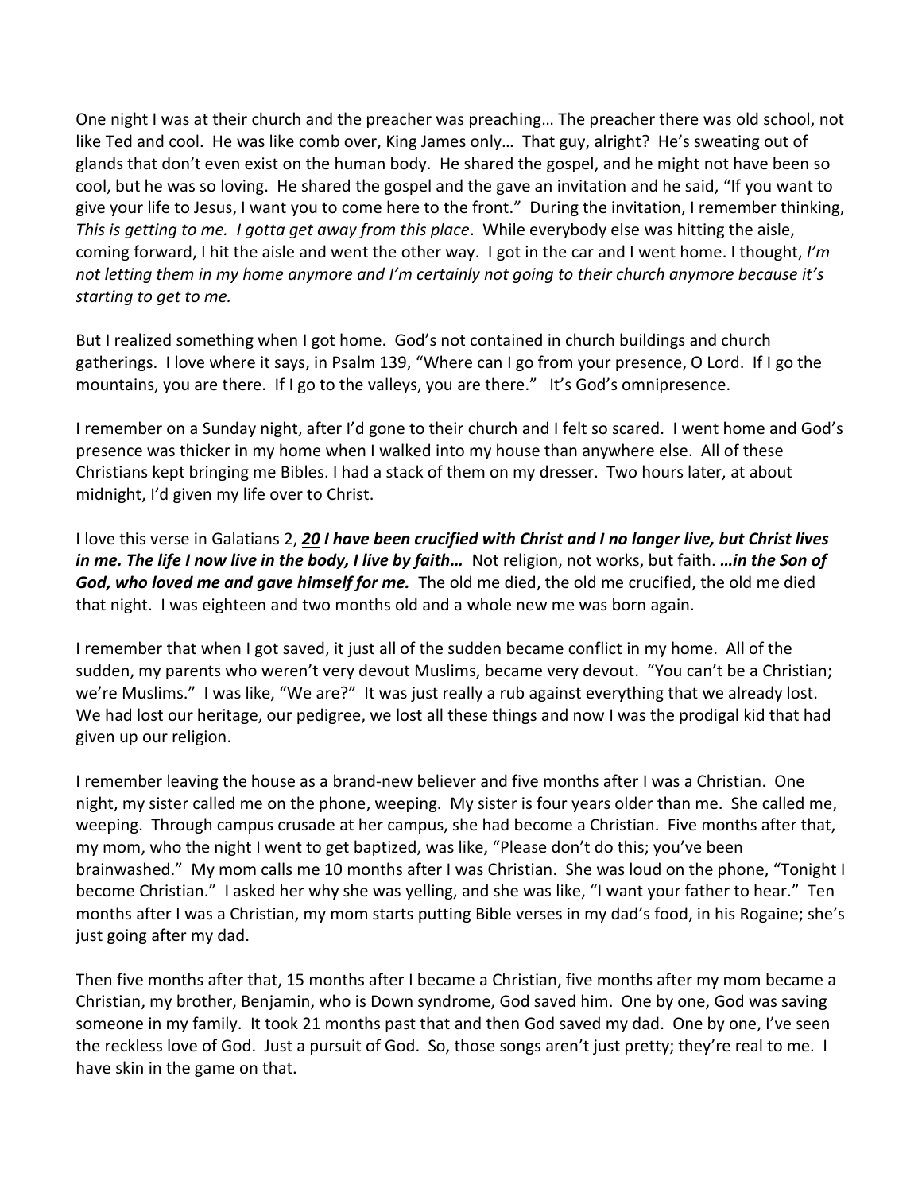One night I was at their church and the preacher was preaching… The preacher there was old school, not like Ted and cool. He was like comb over, King James only… That guy, alright? He's sweating out of glands that don't even exist on the human body. He shared the gospel, and he might not have been so cool, but he was so loving. He shared the gospel and the gave an invitation and he said, "If you want to give your life to Jesus, I want you to come here to the front." During the invitation, I remember thinking, *This is getting to me. I gotta get away from this place*. While everybody else was hitting the aisle, coming forward, I hit the aisle and went the other way. I got in the car and I went home. I thought, *I'm not letting them in my home anymore and I'm certainly not going to their church anymore because it's starting to get to me.*

But I realized something when I got home. God's not contained in church buildings and church gatherings. I love where it says, in Psalm 139, "Where can I go from your presence, O Lord. If I go the mountains, you are there. If I go to the valleys, you are there." It's God's omnipresence.

I remember on a Sunday night, after I'd gone to their church and I felt so scared. I went home and God's presence was thicker in my home when I walked into my house than anywhere else. All of these Christians kept bringing me Bibles. I had a stack of them on my dresser. Two hours later, at about midnight, I'd given my life over to Christ.

I love this verse in Galatians 2, ***<u>20</u> I have been crucified with Christ and I no longer live, but Christ lives in me. The life I now live in the body, I live by faith…*** Not religion, not works, but faith. ***…in the Son of God, who loved me and gave himself for me.*** The old me died, the old me crucified, the old me died that night. I was eighteen and two months old and a whole new me was born again.

I remember that when I got saved, it just all of the sudden became conflict in my home. All of the sudden, my parents who weren't very devout Muslims, became very devout. "You can't be a Christian; we're Muslims." I was like, "We are?" It was just really a rub against everything that we already lost. We had lost our heritage, our pedigree, we lost all these things and now I was the prodigal kid that had given up our religion.

I remember leaving the house as a brand-new believer and five months after I was a Christian. One night, my sister called me on the phone, weeping. My sister is four years older than me. She called me, weeping. Through campus crusade at her campus, she had become a Christian. Five months after that, my mom, who the night I went to get baptized, was like, "Please don't do this; you've been brainwashed." My mom calls me 10 months after I was Christian. She was loud on the phone, "Tonight I become Christian." I asked her why she was yelling, and she was like, "I want your father to hear." Ten months after I was a Christian, my mom starts putting Bible verses in my dad's food, in his Rogaine; she's just going after my dad.

Then five months after that, 15 months after I became a Christian, five months after my mom became a Christian, my brother, Benjamin, who is Down syndrome, God saved him. One by one, God was saving someone in my family. It took 21 months past that and then God saved my dad. One by one, I've seen the reckless love of God. Just a pursuit of God. So, those songs aren't just pretty; they're real to me. I have skin in the game on that.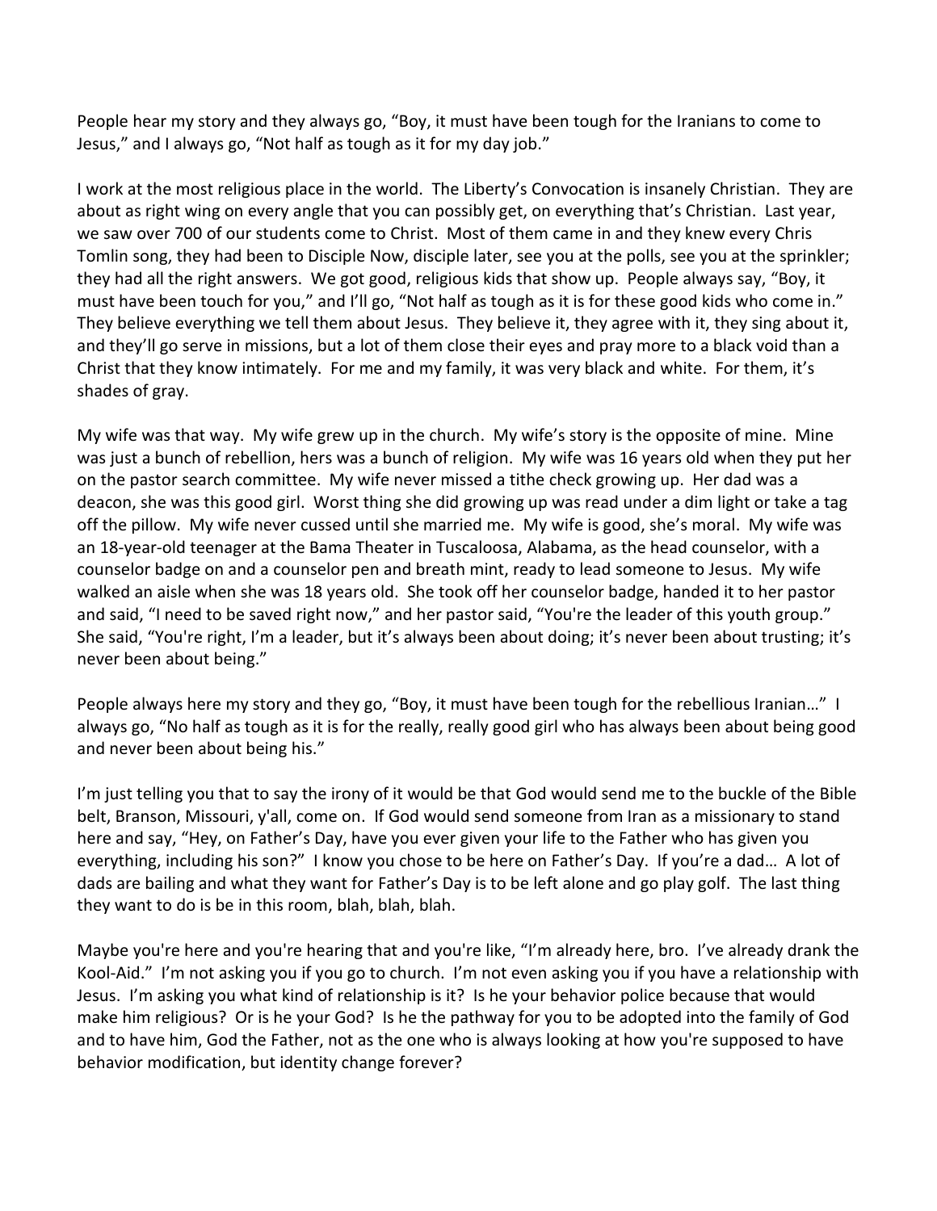People hear my story and they always go, "Boy, it must have been tough for the Iranians to come to Jesus," and I always go, "Not half as tough as it for my day job."

I work at the most religious place in the world. The Liberty's Convocation is insanely Christian. They are about as right wing on every angle that you can possibly get, on everything that's Christian. Last year, we saw over 700 of our students come to Christ. Most of them came in and they knew every Chris Tomlin song, they had been to Disciple Now, disciple later, see you at the polls, see you at the sprinkler; they had all the right answers. We got good, religious kids that show up. People always say, "Boy, it must have been touch for you," and I'll go, "Not half as tough as it is for these good kids who come in." They believe everything we tell them about Jesus. They believe it, they agree with it, they sing about it, and they'll go serve in missions, but a lot of them close their eyes and pray more to a black void than a Christ that they know intimately. For me and my family, it was very black and white. For them, it's shades of gray.

My wife was that way. My wife grew up in the church. My wife's story is the opposite of mine. Mine was just a bunch of rebellion, hers was a bunch of religion. My wife was 16 years old when they put her on the pastor search committee. My wife never missed a tithe check growing up. Her dad was a deacon, she was this good girl. Worst thing she did growing up was read under a dim light or take a tag off the pillow. My wife never cussed until she married me. My wife is good, she's moral. My wife was an 18-year-old teenager at the Bama Theater in Tuscaloosa, Alabama, as the head counselor, with a counselor badge on and a counselor pen and breath mint, ready to lead someone to Jesus. My wife walked an aisle when she was 18 years old. She took off her counselor badge, handed it to her pastor and said, "I need to be saved right now," and her pastor said, "You're the leader of this youth group." She said, "You're right, I'm a leader, but it's always been about doing; it's never been about trusting; it's never been about being."

People always here my story and they go, "Boy, it must have been tough for the rebellious Iranian…" I always go, "No half as tough as it is for the really, really good girl who has always been about being good and never been about being his."

I'm just telling you that to say the irony of it would be that God would send me to the buckle of the Bible belt, Branson, Missouri, y'all, come on. If God would send someone from Iran as a missionary to stand here and say, "Hey, on Father's Day, have you ever given your life to the Father who has given you everything, including his son?" I know you chose to be here on Father's Day. If you're a dad… A lot of dads are bailing and what they want for Father's Day is to be left alone and go play golf. The last thing they want to do is be in this room, blah, blah, blah.

Maybe you're here and you're hearing that and you're like, "I'm already here, bro. I've already drank the Kool-Aid." I'm not asking you if you go to church. I'm not even asking you if you have a relationship with Jesus. I'm asking you what kind of relationship is it? Is he your behavior police because that would make him religious? Or is he your God? Is he the pathway for you to be adopted into the family of God and to have him, God the Father, not as the one who is always looking at how you're supposed to have behavior modification, but identity change forever?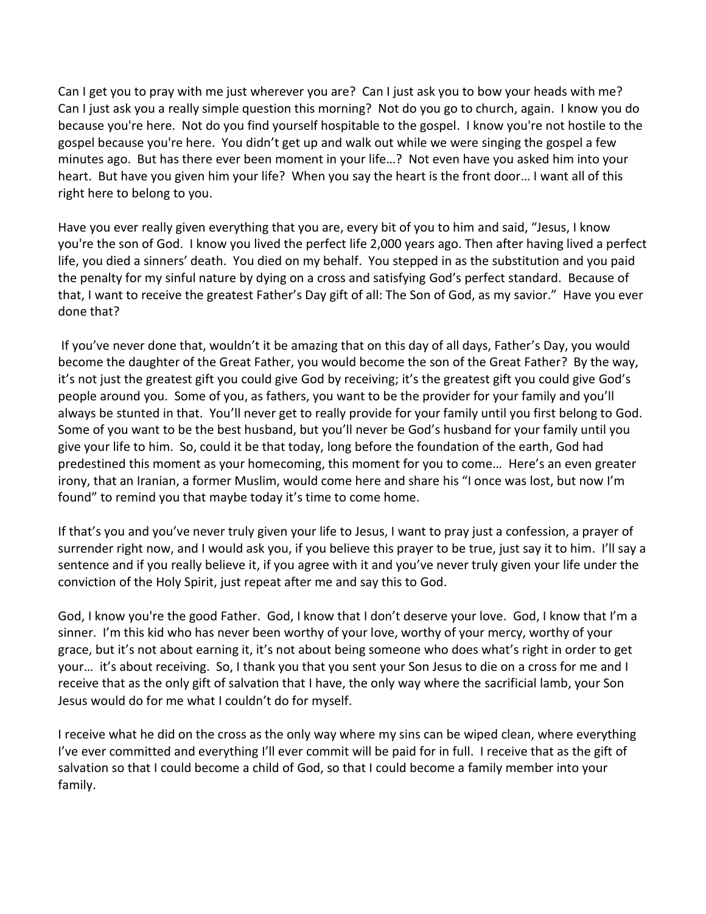Can I get you to pray with me just wherever you are? Can I just ask you to bow your heads with me? Can I just ask you a really simple question this morning? Not do you go to church, again. I know you do because you're here. Not do you find yourself hospitable to the gospel. I know you're not hostile to the gospel because you're here. You didn't get up and walk out while we were singing the gospel a few minutes ago. But has there ever been moment in your life…? Not even have you asked him into your heart. But have you given him your life? When you say the heart is the front door… I want all of this right here to belong to you.

Have you ever really given everything that you are, every bit of you to him and said, "Jesus, I know you're the son of God. I know you lived the perfect life 2,000 years ago. Then after having lived a perfect life, you died a sinners' death. You died on my behalf. You stepped in as the substitution and you paid the penalty for my sinful nature by dying on a cross and satisfying God's perfect standard. Because of that, I want to receive the greatest Father's Day gift of all: The Son of God, as my savior." Have you ever done that?

If you've never done that, wouldn't it be amazing that on this day of all days, Father's Day, you would become the daughter of the Great Father, you would become the son of the Great Father? By the way, it's not just the greatest gift you could give God by receiving; it's the greatest gift you could give God's people around you. Some of you, as fathers, you want to be the provider for your family and you'll always be stunted in that. You'll never get to really provide for your family until you first belong to God. Some of you want to be the best husband, but you'll never be God's husband for your family until you give your life to him. So, could it be that today, long before the foundation of the earth, God had predestined this moment as your homecoming, this moment for you to come… Here's an even greater irony, that an Iranian, a former Muslim, would come here and share his "I once was lost, but now I'm found" to remind you that maybe today it's time to come home.

If that's you and you've never truly given your life to Jesus, I want to pray just a confession, a prayer of surrender right now, and I would ask you, if you believe this prayer to be true, just say it to him. I'll say a sentence and if you really believe it, if you agree with it and you've never truly given your life under the conviction of the Holy Spirit, just repeat after me and say this to God.

God, I know you're the good Father. God, I know that I don't deserve your love. God, I know that I'm a sinner. I'm this kid who has never been worthy of your love, worthy of your mercy, worthy of your grace, but it's not about earning it, it's not about being someone who does what's right in order to get your… it's about receiving. So, I thank you that you sent your Son Jesus to die on a cross for me and I receive that as the only gift of salvation that I have, the only way where the sacrificial lamb, your Son Jesus would do for me what I couldn't do for myself.

I receive what he did on the cross as the only way where my sins can be wiped clean, where everything I've ever committed and everything I'll ever commit will be paid for in full. I receive that as the gift of salvation so that I could become a child of God, so that I could become a family member into your family.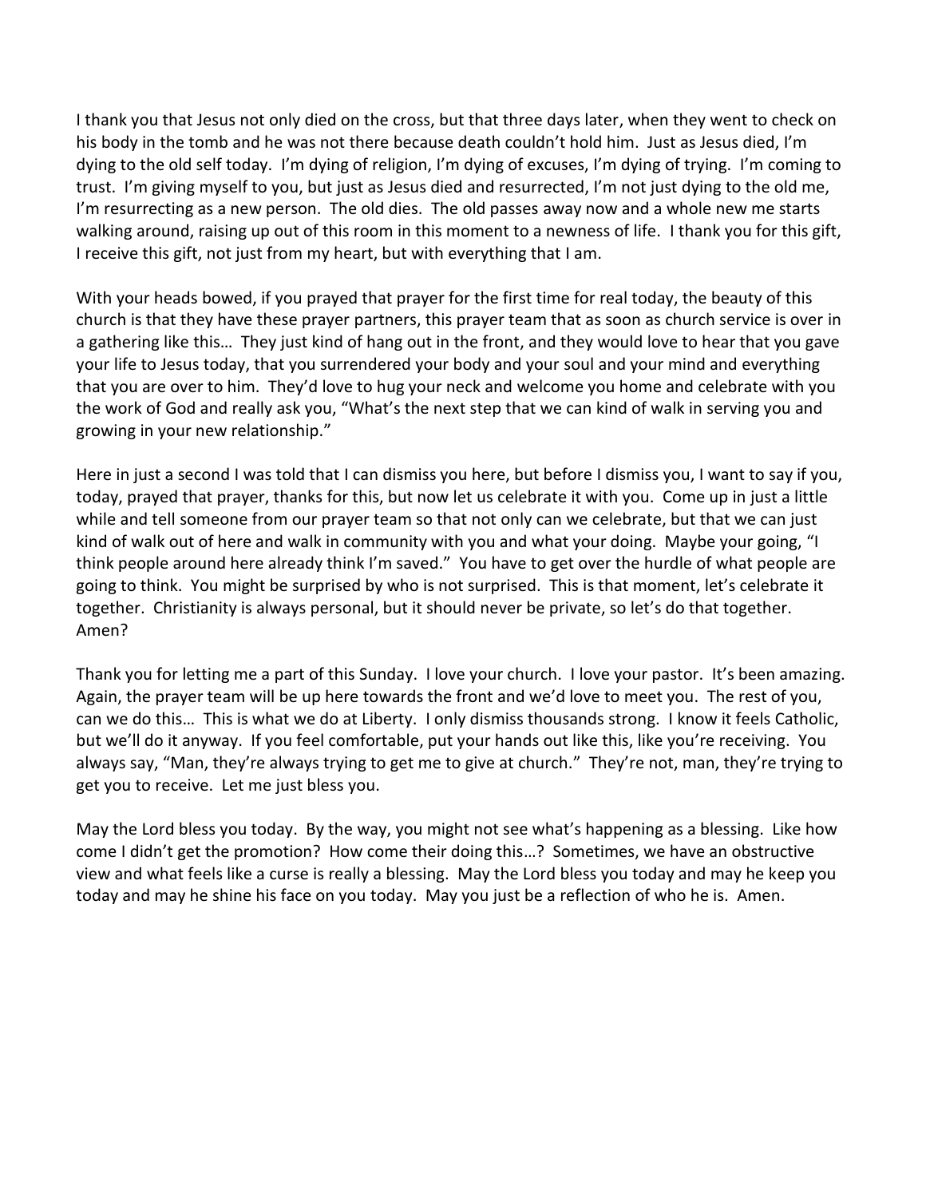I thank you that Jesus not only died on the cross, but that three days later, when they went to check on his body in the tomb and he was not there because death couldn't hold him. Just as Jesus died, I'm dying to the old self today. I'm dying of religion, I'm dying of excuses, I'm dying of trying. I'm coming to trust. I'm giving myself to you, but just as Jesus died and resurrected, I'm not just dying to the old me, I'm resurrecting as a new person. The old dies. The old passes away now and a whole new me starts walking around, raising up out of this room in this moment to a newness of life. I thank you for this gift, I receive this gift, not just from my heart, but with everything that I am.

With your heads bowed, if you prayed that prayer for the first time for real today, the beauty of this church is that they have these prayer partners, this prayer team that as soon as church service is over in a gathering like this… They just kind of hang out in the front, and they would love to hear that you gave your life to Jesus today, that you surrendered your body and your soul and your mind and everything that you are over to him. They'd love to hug your neck and welcome you home and celebrate with you the work of God and really ask you, "What's the next step that we can kind of walk in serving you and growing in your new relationship."

Here in just a second I was told that I can dismiss you here, but before I dismiss you, I want to say if you, today, prayed that prayer, thanks for this, but now let us celebrate it with you. Come up in just a little while and tell someone from our prayer team so that not only can we celebrate, but that we can just kind of walk out of here and walk in community with you and what your doing. Maybe your going, "I think people around here already think I'm saved." You have to get over the hurdle of what people are going to think. You might be surprised by who is not surprised. This is that moment, let's celebrate it together. Christianity is always personal, but it should never be private, so let's do that together. Amen?

Thank you for letting me a part of this Sunday. I love your church. I love your pastor. It's been amazing. Again, the prayer team will be up here towards the front and we'd love to meet you. The rest of you, can we do this… This is what we do at Liberty. I only dismiss thousands strong. I know it feels Catholic, but we'll do it anyway. If you feel comfortable, put your hands out like this, like you're receiving. You always say, "Man, they're always trying to get me to give at church." They're not, man, they're trying to get you to receive. Let me just bless you.

May the Lord bless you today. By the way, you might not see what's happening as a blessing. Like how come I didn't get the promotion? How come their doing this…? Sometimes, we have an obstructive view and what feels like a curse is really a blessing. May the Lord bless you today and may he keep you today and may he shine his face on you today. May you just be a reflection of who he is. Amen.